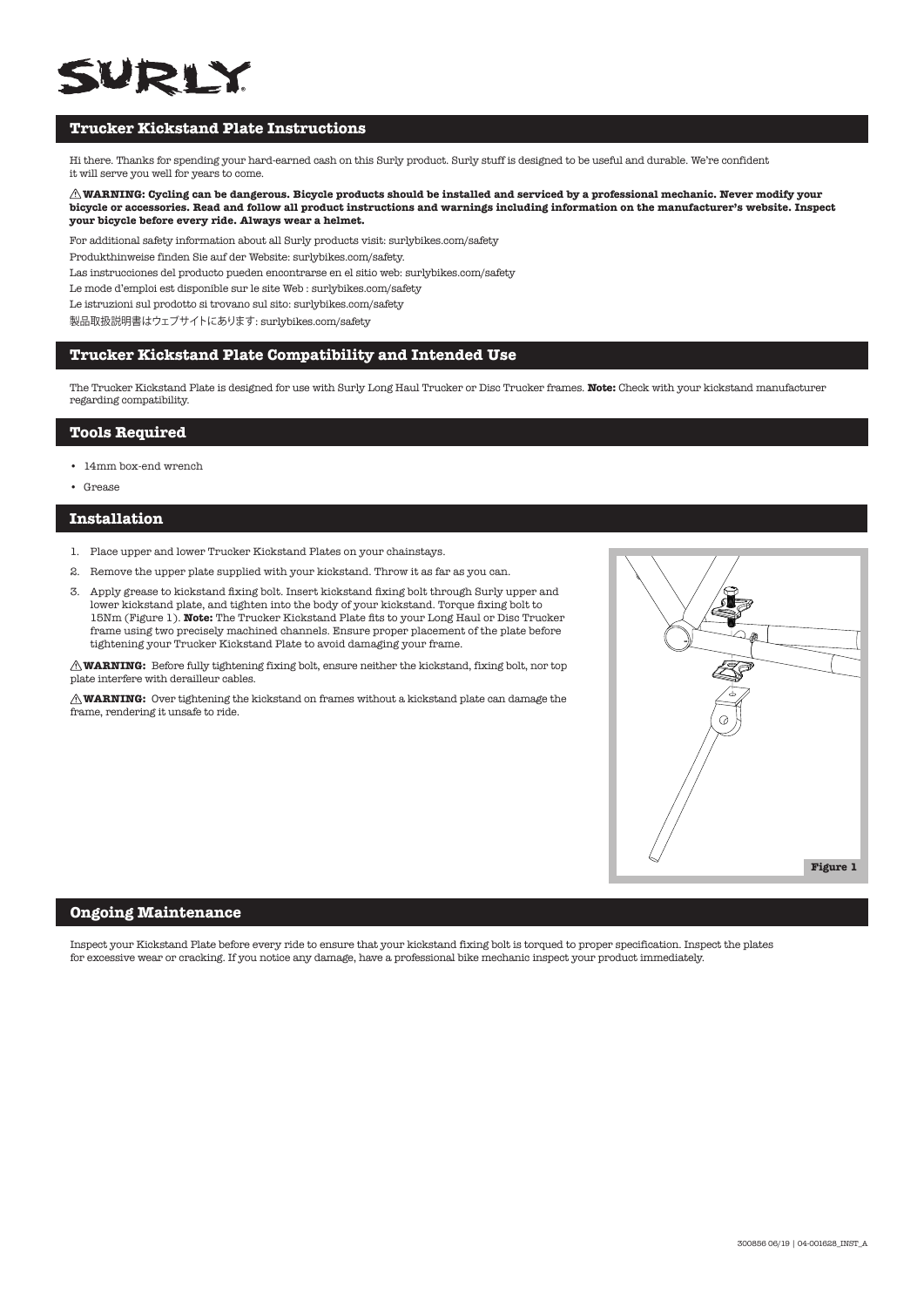# SURLY

## Trucker Kickstand Plate Instructions

Hi there. Thanks for spending your hard-earned cash on this Surly product. Surly stuff is designed to be useful and durable. We're confident it will serve you well for years to come.

⚠ **WARNING: Cycling can be dangerous. Bicycle products should be installed and serviced by a professional mechanic. Never modify your bicycle or accessories. Read and follow all product instructions and warnings including information on the manufacturer's website. Inspect your bicycle before every ride. Always wear a helmet.**

For additional safety information about all Surly products visit: surlybikes.com/safety

Produkthinweise finden Sie auf der Website: surlybikes.com/safety.

Las instrucciones del producto pueden encontrarse en el sitio web: surlybikes.com/safety

Le mode d'emploi est disponible sur le site Web : surlybikes.com/safety

Le istruzioni sul prodotto si trovano sul sito: surlybikes.com/safety

製品取扱説明書はウェブサイトにあります: surlybikes.com/safety

## Trucker Kickstand Plate Compatibility and Intended Use

The Trucker Kickstand Plate is designed for use with Surly Long Haul Trucker or Disc Trucker frames. **Note:** Check with your kickstand manufacturer regarding compatibility.

## Tools Required

- 14mm box-end wrench
- Grease

## Installation

1. Place upper and lower Trucker Kickstand Plates on your chainstays.
2. Remove the upper plate supplied with your kickstand. Throw it as far as you can.
3. Apply grease to kickstand fixing bolt. Insert kickstand fixing bolt through Surly upper and lower kickstand plate, and tighten into the body of your kickstand. Torque fixing bolt to 15Nm (Figure 1). **Note:** The Trucker Kickstand Plate fits to your Long Haul or Disc Trucker frame using two precisely machined channels. Ensure proper placement of the plate before tightening your Trucker Kickstand Plate to avoid damaging your frame.

⚠ **WARNING:** Before fully tightening fixing bolt, ensure neither the kickstand, fixing bolt, nor top plate interfere with derailleur cables.

⚠ **WARNING:** Over tightening the kickstand on frames without a kickstand plate can damage the frame, rendering it unsafe to ride.

**Figure 1**

## Ongoing Maintenance

Inspect your Kickstand Plate before every ride to ensure that your kickstand fixing bolt is torqued to proper specification. Inspect the plates for excessive wear or cracking. If you notice any damage, have a professional bike mechanic inspect your product immediately.

300856 06/19 | 04-001628_INST_A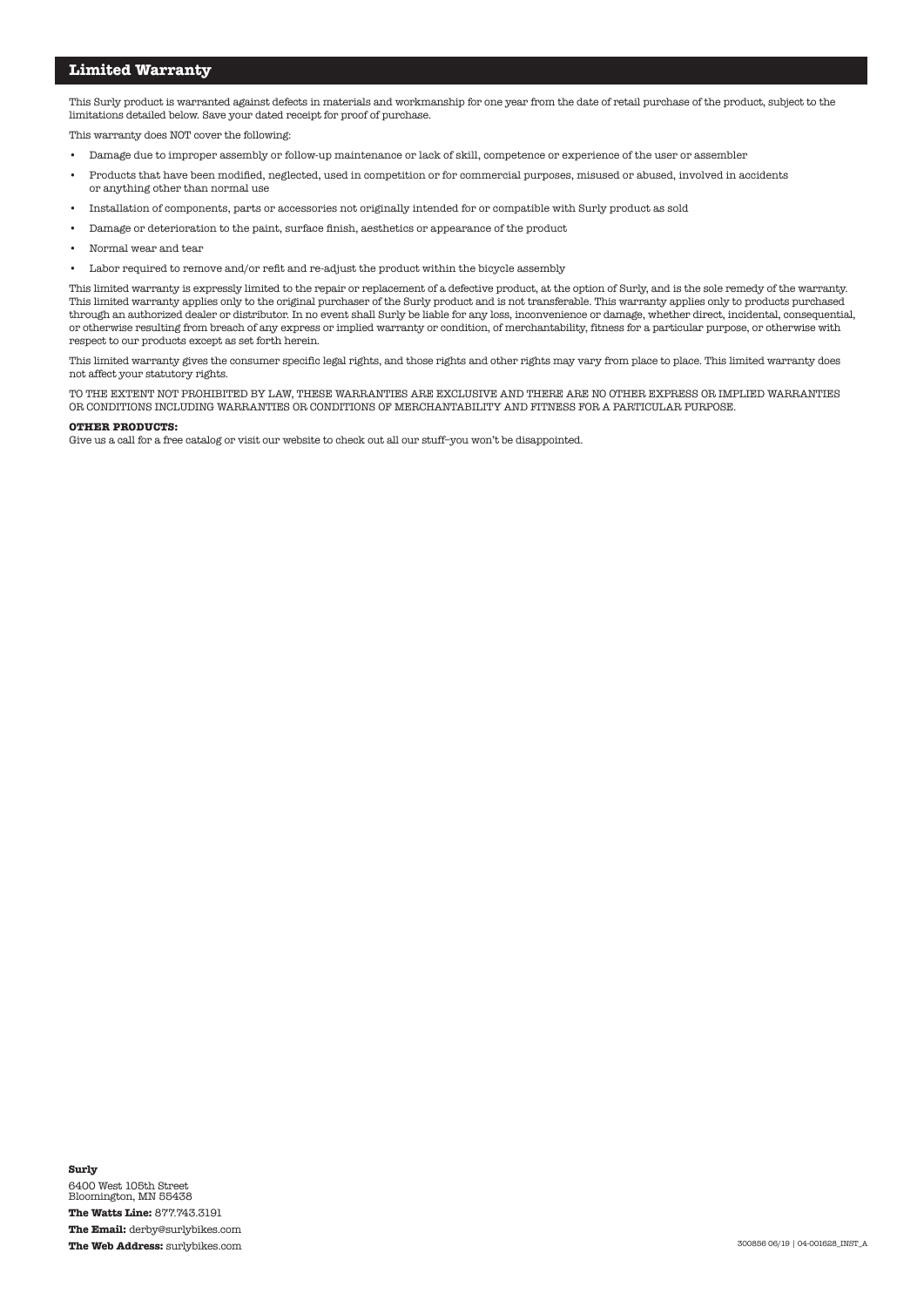## Limited Warranty

This Surly product is warranted against defects in materials and workmanship for one year from the date of retail purchase of the product, subject to the limitations detailed below. Save your dated receipt for proof of purchase.

This warranty does NOT cover the following:

- Damage due to improper assembly or follow-up maintenance or lack of skill, competence or experience of the user or assembler
- Products that have been modified, neglected, used in competition or for commercial purposes, misused or abused, involved in accidents or anything other than normal use
- Installation of components, parts or accessories not originally intended for or compatible with Surly product as sold
- Damage or deterioration to the paint, surface finish, aesthetics or appearance of the product
- Normal wear and tear
- Labor required to remove and/or refit and re-adjust the product within the bicycle assembly

This limited warranty is expressly limited to the repair or replacement of a defective product, at the option of Surly, and is the sole remedy of the warranty. This limited warranty applies only to the original purchaser of the Surly product and is not transferable. This warranty applies only to products purchased through an authorized dealer or distributor. In no event shall Surly be liable for any loss, inconvenience or damage, whether direct, incidental, consequential, or otherwise resulting from breach of any express or implied warranty or condition, of merchantability, fitness for a particular purpose, or otherwise with respect to our products except as set forth herein.

This limited warranty gives the consumer specific legal rights, and those rights and other rights may vary from place to place. This limited warranty does not affect your statutory rights.

TO THE EXTENT NOT PROHIBITED BY LAW, THESE WARRANTIES ARE EXCLUSIVE AND THERE ARE NO OTHER EXPRESS OR IMPLIED WARRANTIES OR CONDITIONS INCLUDING WARRANTIES OR CONDITIONS OF MERCHANTABILITY AND FITNESS FOR A PARTICULAR PURPOSE.

**OTHER PRODUCTS:**
Give us a call for a free catalog or visit our website to check out all our stuff–you won't be disappointed.

**Surly**
6400 West 105th Street
Bloomington, MN 55438

**The Watts Line:** 877.743.3191

**The Email:** derby@surlybikes.com

**The Web Address:** surlybikes.com

300856 06/19 | 04-001628_INST_A